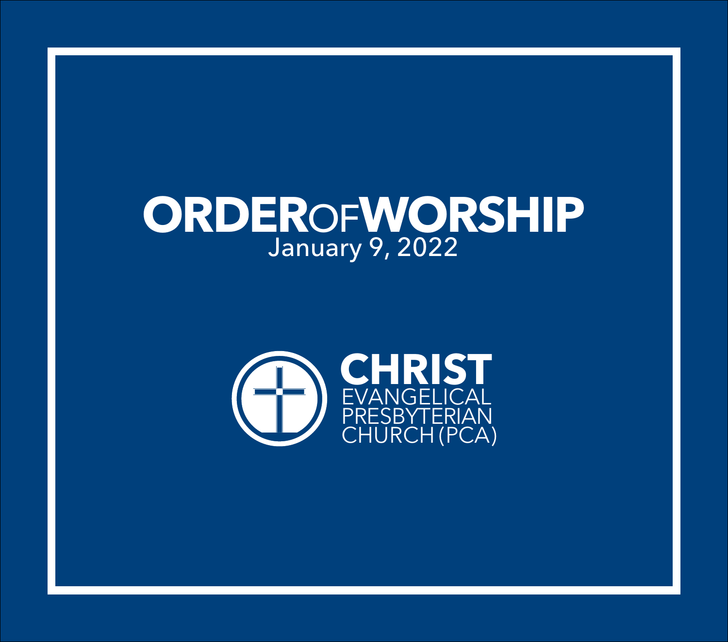# ORDER OF WORSHIP

January 9, 2022

**CHRIST**
EVANGELICAL
PRESBYTERIAN
CHURCH (PCA)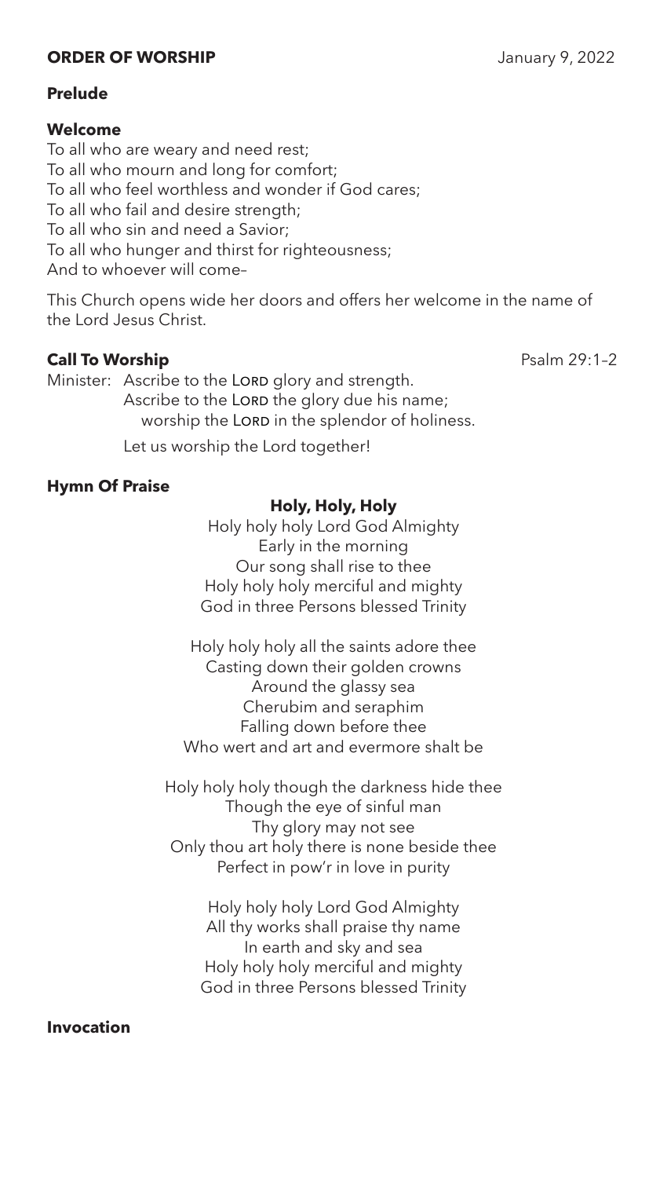## ORDER OF WORSHIP

January 9, 2022

### Prelude

### Welcome

To all who are weary and need rest;
To all who mourn and long for comfort;
To all who feel worthless and wonder if God cares;
To all who fail and desire strength;
To all who sin and need a Savior;
To all who hunger and thirst for righteousness;
And to whoever will come–

This Church opens wide her doors and offers her welcome in the name of the Lord Jesus Christ.

### Call To Worship

Psalm 29:1–2

Minister: Ascribe to the LORD glory and strength.
Ascribe to the LORD the glory due his name;
worship the LORD in the splendor of holiness.

Let us worship the Lord together!

### Hymn Of Praise

**Holy, Holy, Holy**

Holy holy holy Lord God Almighty
Early in the morning
Our song shall rise to thee
Holy holy holy merciful and mighty
God in three Persons blessed Trinity

Holy holy holy all the saints adore thee
Casting down their golden crowns
Around the glassy sea
Cherubim and seraphim
Falling down before thee
Who wert and art and evermore shalt be

Holy holy holy though the darkness hide thee
Though the eye of sinful man
Thy glory may not see
Only thou art holy there is none beside thee
Perfect in pow'r in love in purity

Holy holy holy Lord God Almighty
All thy works shall praise thy name
In earth and sky and sea
Holy holy holy merciful and mighty
God in three Persons blessed Trinity

### Invocation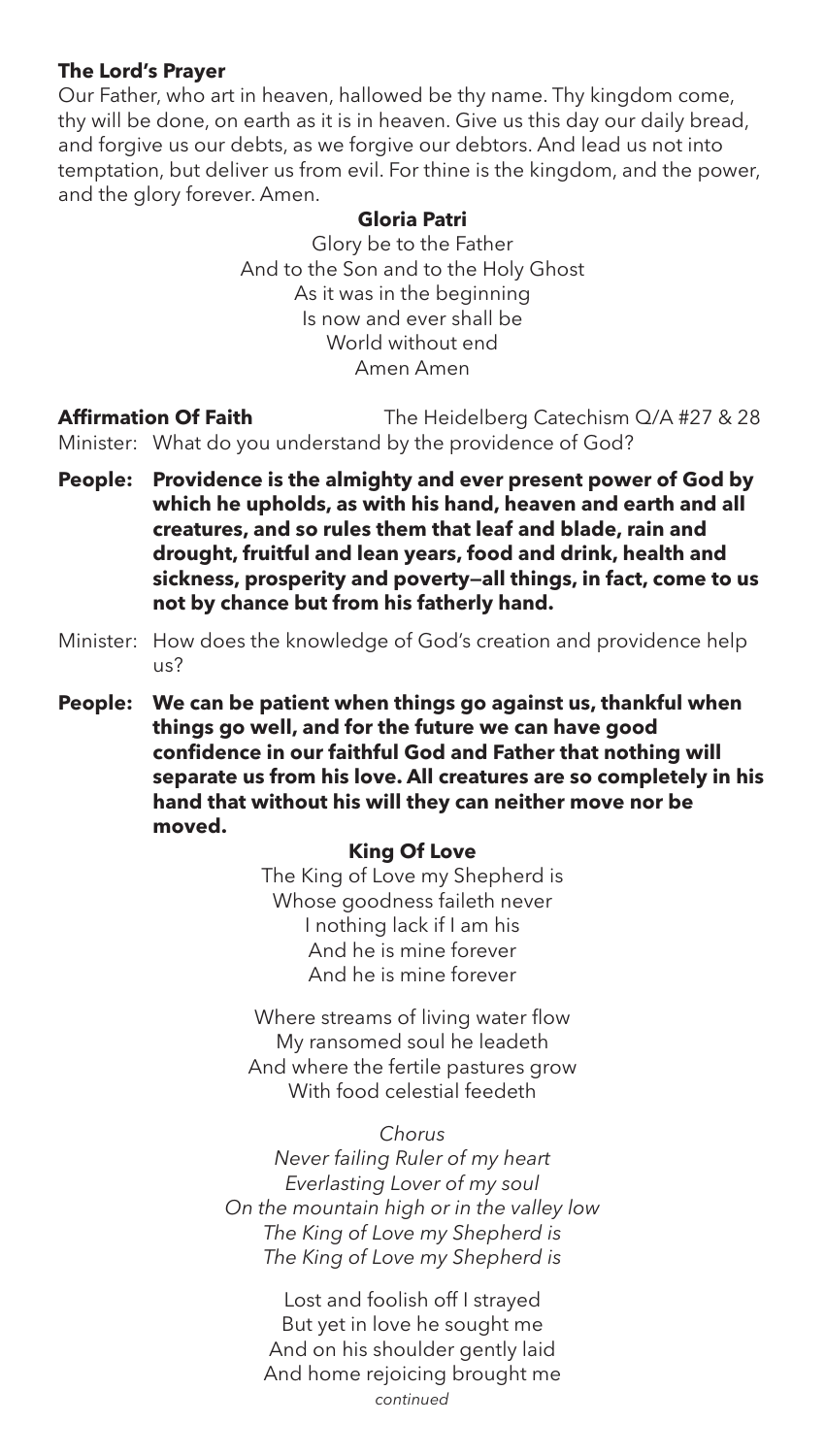**The Lord's Prayer**

Our Father, who art in heaven, hallowed be thy name. Thy kingdom come, thy will be done, on earth as it is in heaven. Give us this day our daily bread, and forgive us our debts, as we forgive our debtors. And lead us not into temptation, but deliver us from evil. For thine is the kingdom, and the power, and the glory forever. Amen.

**Gloria Patri**

Glory be to the Father
And to the Son and to the Holy Ghost
As it was in the beginning
Is now and ever shall be
World without end
Amen Amen

**Affirmation Of Faith** The Heidelberg Catechism Q/A #27 & 28

Minister: What do you understand by the providence of God?

**People: Providence is the almighty and ever present power of God by which he upholds, as with his hand, heaven and earth and all creatures, and so rules them that leaf and blade, rain and drought, fruitful and lean years, food and drink, health and sickness, prosperity and poverty—all things, in fact, come to us not by chance but from his fatherly hand.**

Minister: How does the knowledge of God's creation and providence help us?

**People: We can be patient when things go against us, thankful when things go well, and for the future we can have good confidence in our faithful God and Father that nothing will separate us from his love. All creatures are so completely in his hand that without his will they can neither move nor be moved.**

**King Of Love**

The King of Love my Shepherd is
Whose goodness faileth never
I nothing lack if I am his
And he is mine forever
And he is mine forever

Where streams of living water flow
My ransomed soul he leadeth
And where the fertile pastures grow
With food celestial feedeth

*Chorus*
*Never failing Ruler of my heart*
*Everlasting Lover of my soul*
*On the mountain high or in the valley low*
*The King of Love my Shepherd is*
*The King of Love my Shepherd is*

Lost and foolish oft I strayed
But yet in love he sought me
And on his shoulder gently laid
And home rejoicing brought me

*continued*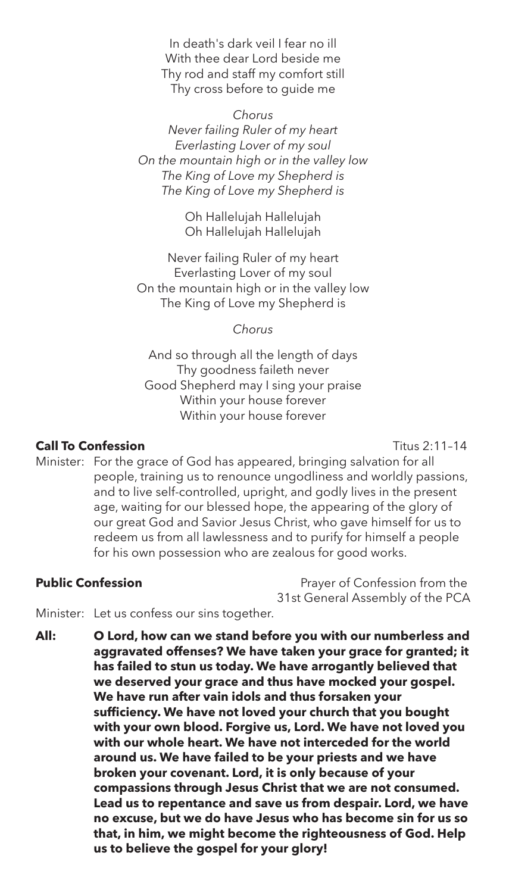In death's dark veil I fear no ill
With thee dear Lord beside me
Thy rod and staff my comfort still
Thy cross before to guide me

*Chorus*
*Never failing Ruler of my heart*
*Everlasting Lover of my soul*
*On the mountain high or in the valley low*
*The King of Love my Shepherd is*
*The King of Love my Shepherd is*

Oh Hallelujah Hallelujah
Oh Hallelujah Hallelujah

Never failing Ruler of my heart
Everlasting Lover of my soul
On the mountain high or in the valley low
The King of Love my Shepherd is

*Chorus*

And so through all the length of days
Thy goodness faileth never
Good Shepherd may I sing your praise
Within your house forever
Within your house forever

**Call To Confession** Titus 2:11–14

Minister: For the grace of God has appeared, bringing salvation for all people, training us to renounce ungodliness and worldly passions, and to live self-controlled, upright, and godly lives in the present age, waiting for our blessed hope, the appearing of the glory of our great God and Savior Jesus Christ, who gave himself for us to redeem us from all lawlessness and to purify for himself a people for his own possession who are zealous for good works.

**Public Confession** Prayer of Confession from the 31st General Assembly of the PCA

Minister: Let us confess our sins together.

**All: O Lord, how can we stand before you with our numberless and aggravated offenses? We have taken your grace for granted; it has failed to stun us today. We have arrogantly believed that we deserved your grace and thus have mocked your gospel. We have run after vain idols and thus forsaken your sufficiency. We have not loved your church that you bought with your own blood. Forgive us, Lord. We have not loved you with our whole heart. We have not interceded for the world around us. We have failed to be your priests and we have broken your covenant. Lord, it is only because of your compassions through Jesus Christ that we are not consumed. Lead us to repentance and save us from despair. Lord, we have no excuse, but we do have Jesus who has become sin for us so that, in him, we might become the righteousness of God. Help us to believe the gospel for your glory!**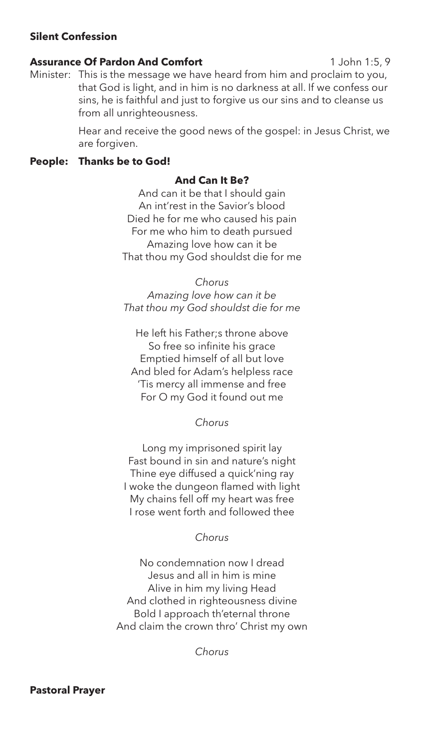**Silent Confession**

**Assurance Of Pardon And Comfort** 1 John 1:5, 9

Minister: This is the message we have heard from him and proclaim to you, that God is light, and in him is no darkness at all. If we confess our sins, he is faithful and just to forgive us our sins and to cleanse us from all unrighteousness.

Hear and receive the good news of the gospel: in Jesus Christ, we are forgiven.

**People: Thanks be to God!**

**And Can It Be?**

And can it be that I should gain
An int'rest in the Savior's blood
Died he for me who caused his pain
For me who him to death pursued
Amazing love how can it be
That thou my God shouldst die for me

*Chorus*
*Amazing love how can it be*
*That thou my God shouldst die for me*

He left his Father;s throne above
So free so infinite his grace
Emptied himself of all but love
And bled for Adam's helpless race
'Tis mercy all immense and free
For O my God it found out me

*Chorus*

Long my imprisoned spirit lay
Fast bound in sin and nature's night
Thine eye diffused a quick'ning ray
I woke the dungeon flamed with light
My chains fell off my heart was free
I rose went forth and followed thee

*Chorus*

No condemnation now I dread
Jesus and all in him is mine
Alive in him my living Head
And clothed in righteousness divine
Bold I approach th'eternal throne
And claim the crown thro' Christ my own

*Chorus*

**Pastoral Prayer**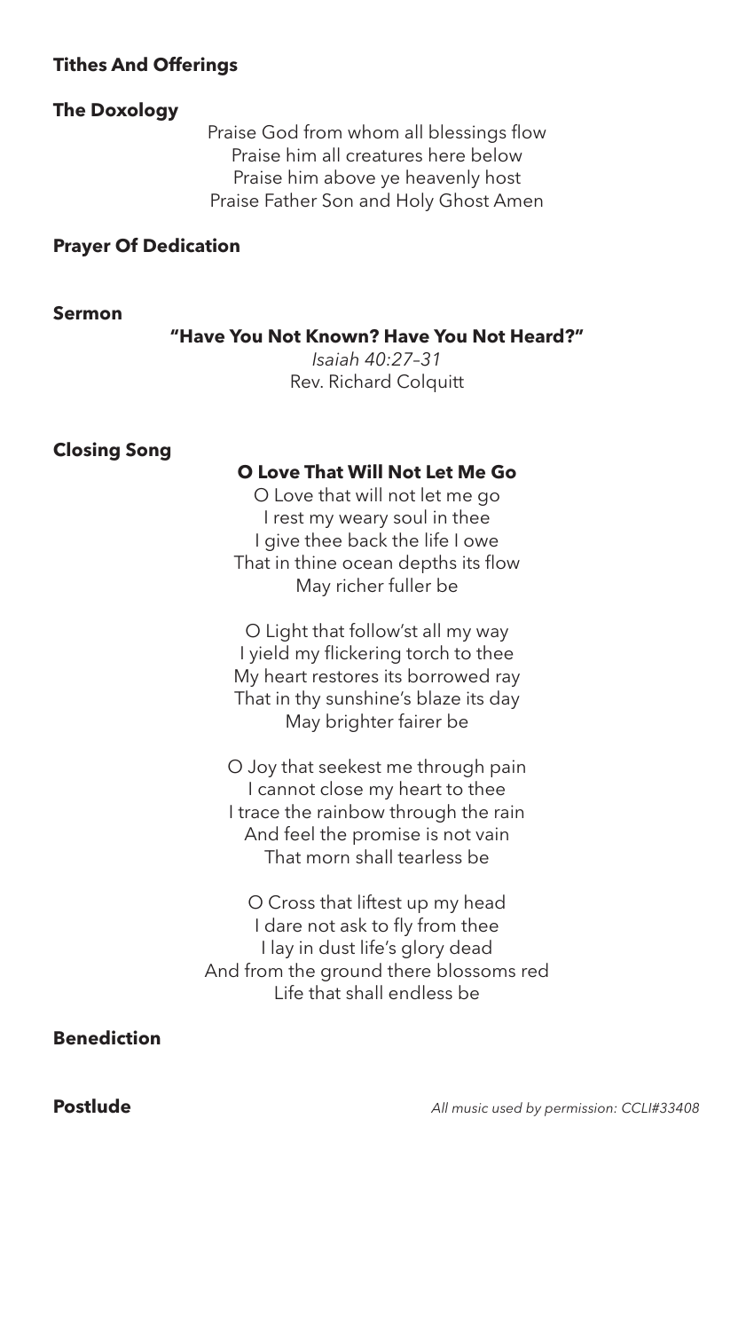**Tithes And Offerings**

**The Doxology**

Praise God from whom all blessings flow
Praise him all creatures here below
Praise him above ye heavenly host
Praise Father Son and Holy Ghost Amen

**Prayer Of Dedication**

**Sermon**

**"Have You Not Known? Have You Not Heard?"**
*Isaiah 40:27–31*
Rev. Richard Colquitt

**Closing Song**

**O Love That Will Not Let Me Go**

O Love that will not let me go
I rest my weary soul in thee
I give thee back the life I owe
That in thine ocean depths its flow
May richer fuller be

O Light that follow'st all my way
I yield my flickering torch to thee
My heart restores its borrowed ray
That in thy sunshine's blaze its day
May brighter fairer be

O Joy that seekest me through pain
I cannot close my heart to thee
I trace the rainbow through the rain
And feel the promise is not vain
That morn shall tearless be

O Cross that liftest up my head
I dare not ask to fly from thee
I lay in dust life's glory dead
And from the ground there blossoms red
Life that shall endless be

**Benediction**

**Postlude**

*All music used by permission: CCLI#33408*